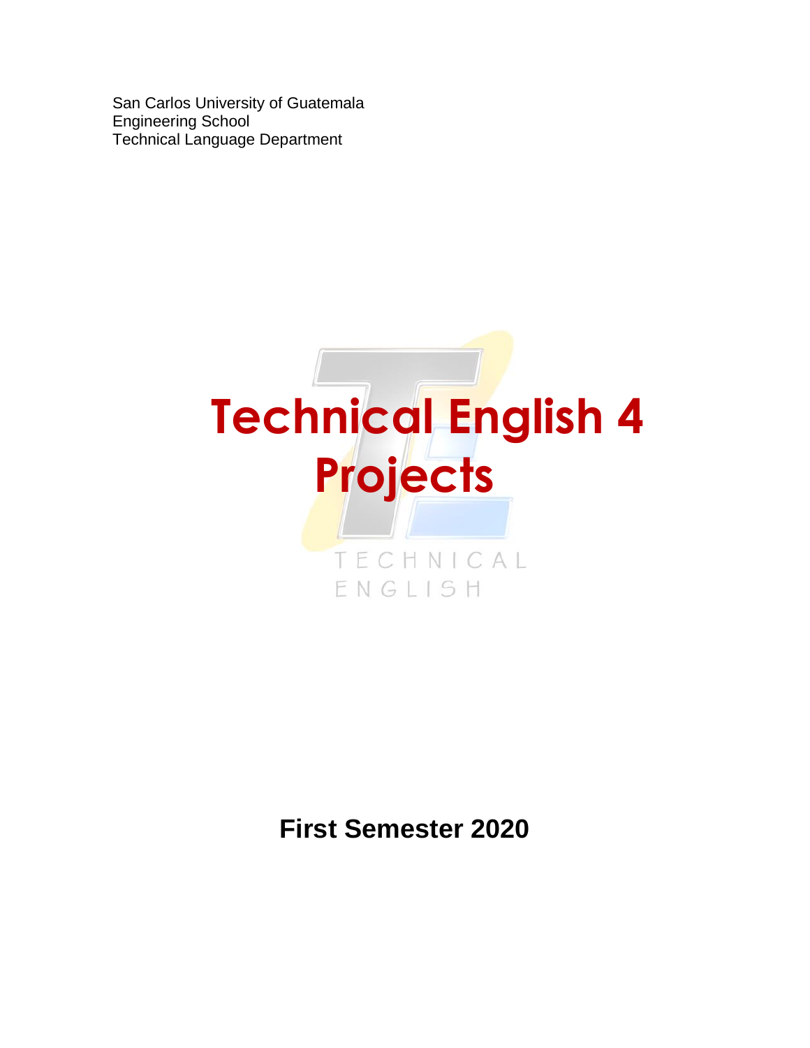San Carlos University of Guatemala
Engineering School
Technical Language Department

# Technical English 4
# Projects

TECHNICAL
ENGLISH

**First Semester 2020**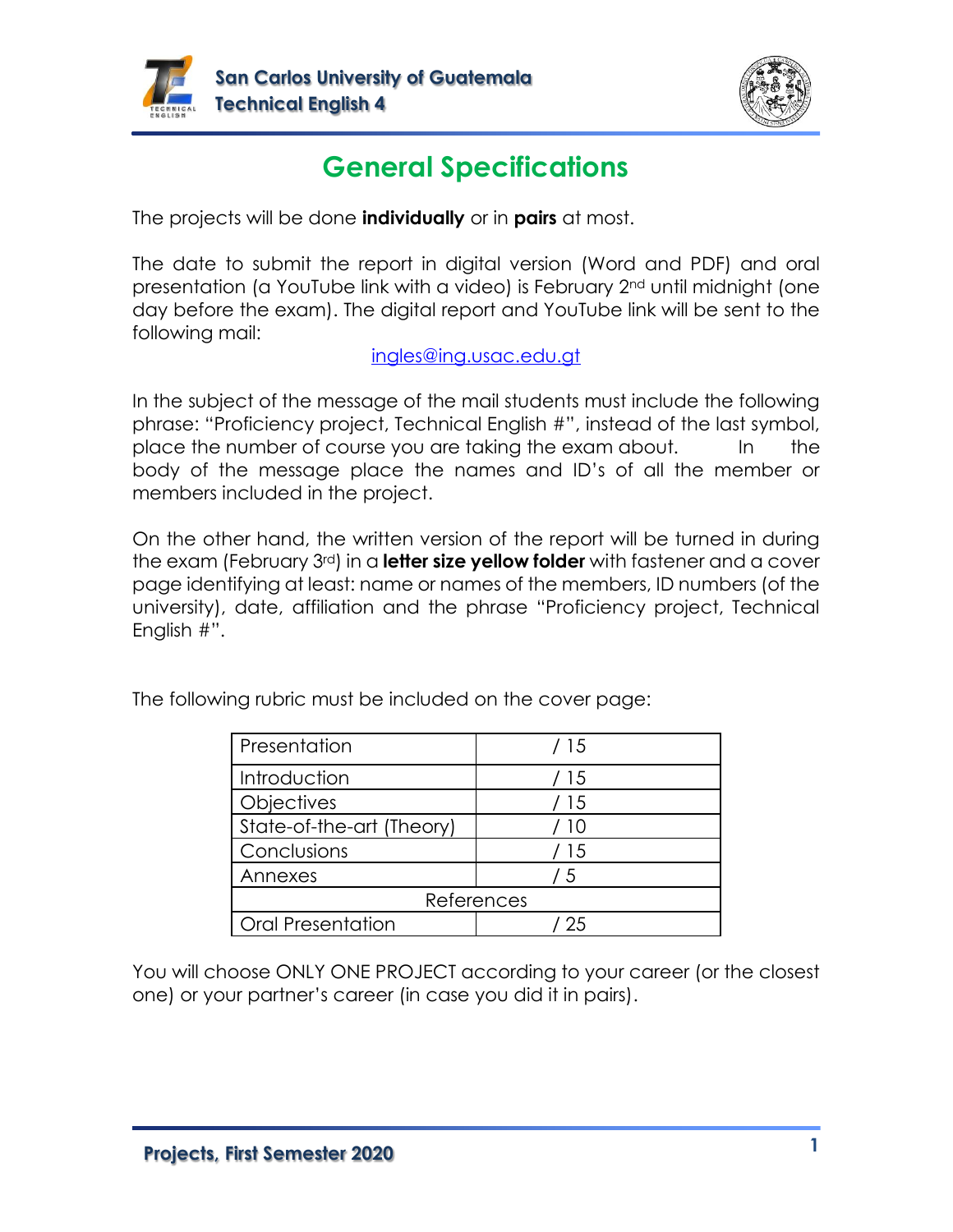# General Specifications

The projects will be done **individually** or in **pairs** at most.

The date to submit the report in digital version (Word and PDF) and oral presentation (a YouTube link with a video) is February 2nd until midnight (one day before the exam). The digital report and YouTube link will be sent to the following mail:

ingles@ing.usac.edu.gt

In the subject of the message of the mail students must include the following phrase: "Proficiency project, Technical English #", instead of the last symbol, place the number of course you are taking the exam about. In the body of the message place the names and ID's of all the member or members included in the project.

On the other hand, the written version of the report will be turned in during the exam (February 3rd) in a **letter size yellow folder** with fastener and a cover page identifying at least: name or names of the members, ID numbers (of the university), date, affiliation and the phrase "Proficiency project, Technical English #".

The following rubric must be included on the cover page:

| Presentation | / 15 |
|---|---|
| Introduction | / 15 |
| Objectives | / 15 |
| State-of-the-art (Theory) | / 10 |
| Conclusions | / 15 |
| Annexes | / 5 |
| References | |
| Oral Presentation | / 25 |

You will choose ONLY ONE PROJECT according to your career (or the closest one) or your partner's career (in case you did it in pairs).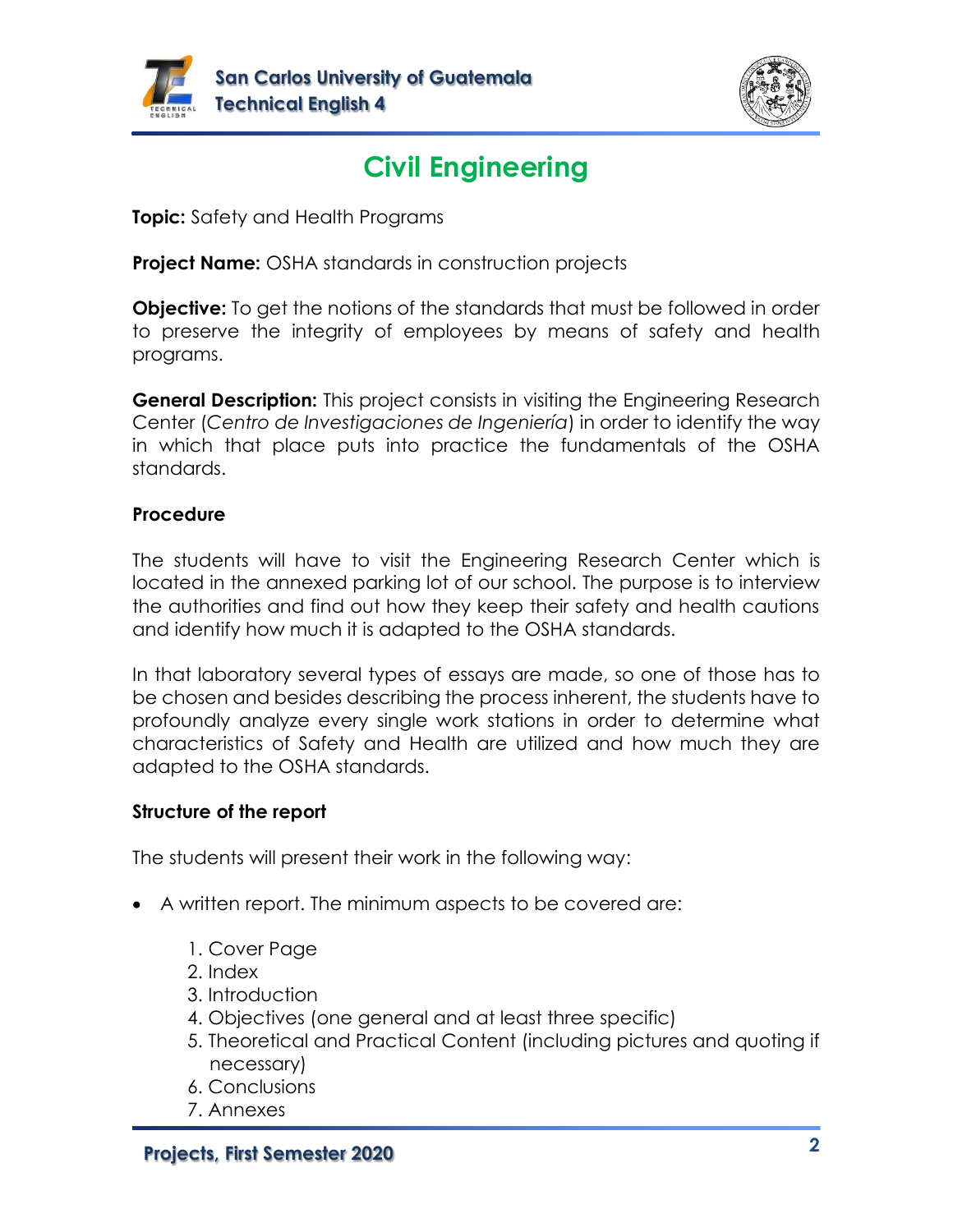# Civil Engineering

**Topic:** Safety and Health Programs

**Project Name:** OSHA standards in construction projects

**Objective:** To get the notions of the standards that must be followed in order to preserve the integrity of employees by means of safety and health programs.

**General Description:** This project consists in visiting the Engineering Research Center (*Centro de Investigaciones de Ingeniería*) in order to identify the way in which that place puts into practice the fundamentals of the OSHA standards.

### Procedure

The students will have to visit the Engineering Research Center which is located in the annexed parking lot of our school. The purpose is to interview the authorities and find out how they keep their safety and health cautions and identify how much it is adapted to the OSHA standards.

In that laboratory several types of essays are made, so one of those has to be chosen and besides describing the process inherent, the students have to profoundly analyze every single work stations in order to determine what characteristics of Safety and Health are utilized and how much they are adapted to the OSHA standards.

### Structure of the report

The students will present their work in the following way:

- A written report. The minimum aspects to be covered are:
    1. Cover Page
    2. Index
    3. Introduction
    4. Objectives (one general and at least three specific)
    5. Theoretical and Practical Content (including pictures and quoting if necessary)
    6. Conclusions
    7. Annexes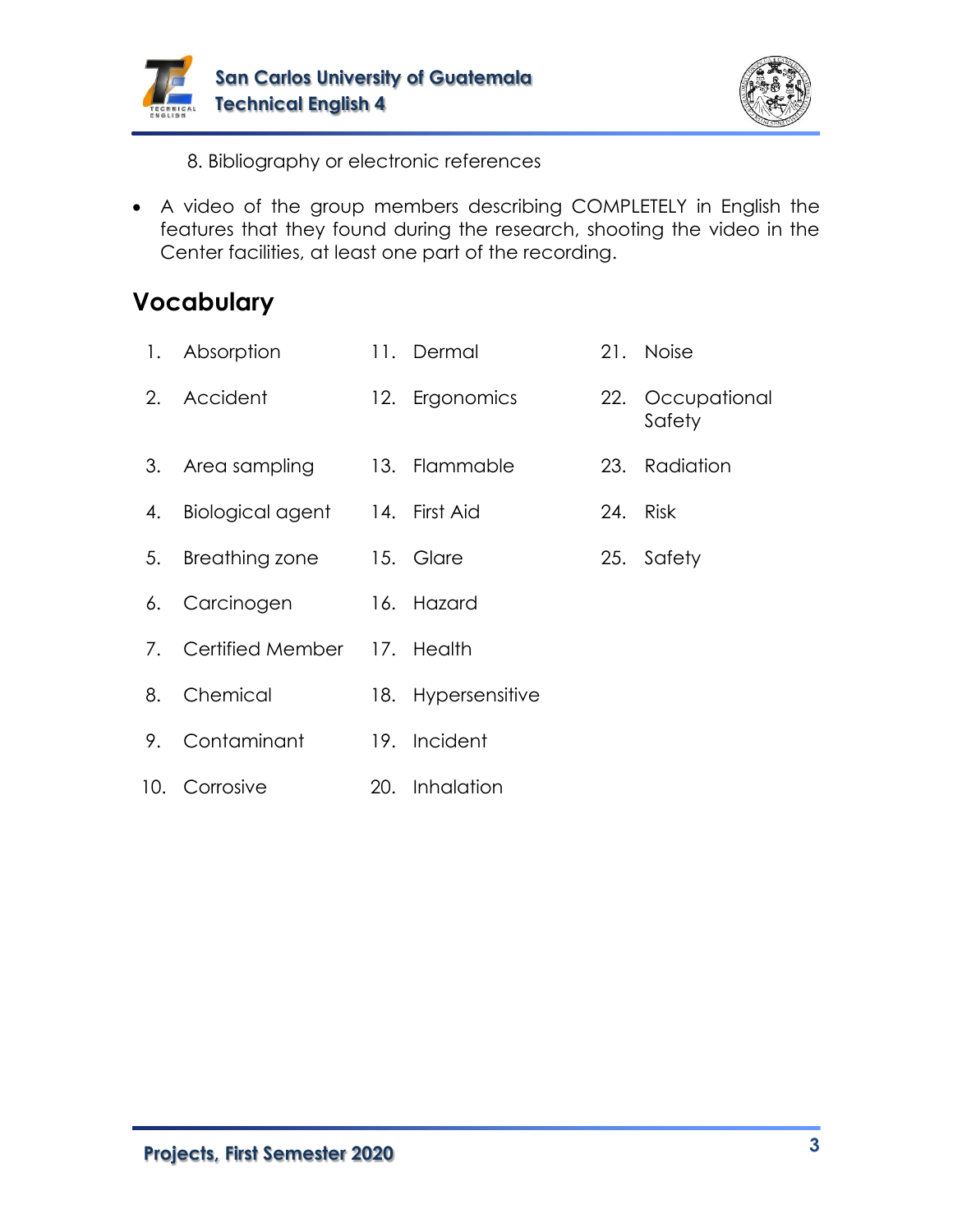8. Bibliography or electronic references

- A video of the group members describing COMPLETELY in English the features that they found during the research, shooting the video in the Center facilities, at least one part of the recording.

## Vocabulary

1. Absorption
2. Accident
3. Area sampling
4. Biological agent
5. Breathing zone
6. Carcinogen
7. Certified Member
8. Chemical
9. Contaminant
10. Corrosive
11. Dermal
12. Ergonomics
13. Flammable
14. First Aid
15. Glare
16. Hazard
17. Health
18. Hypersensitive
19. Incident
20. Inhalation
21. Noise
22. Occupational Safety
23. Radiation
24. Risk
25. Safety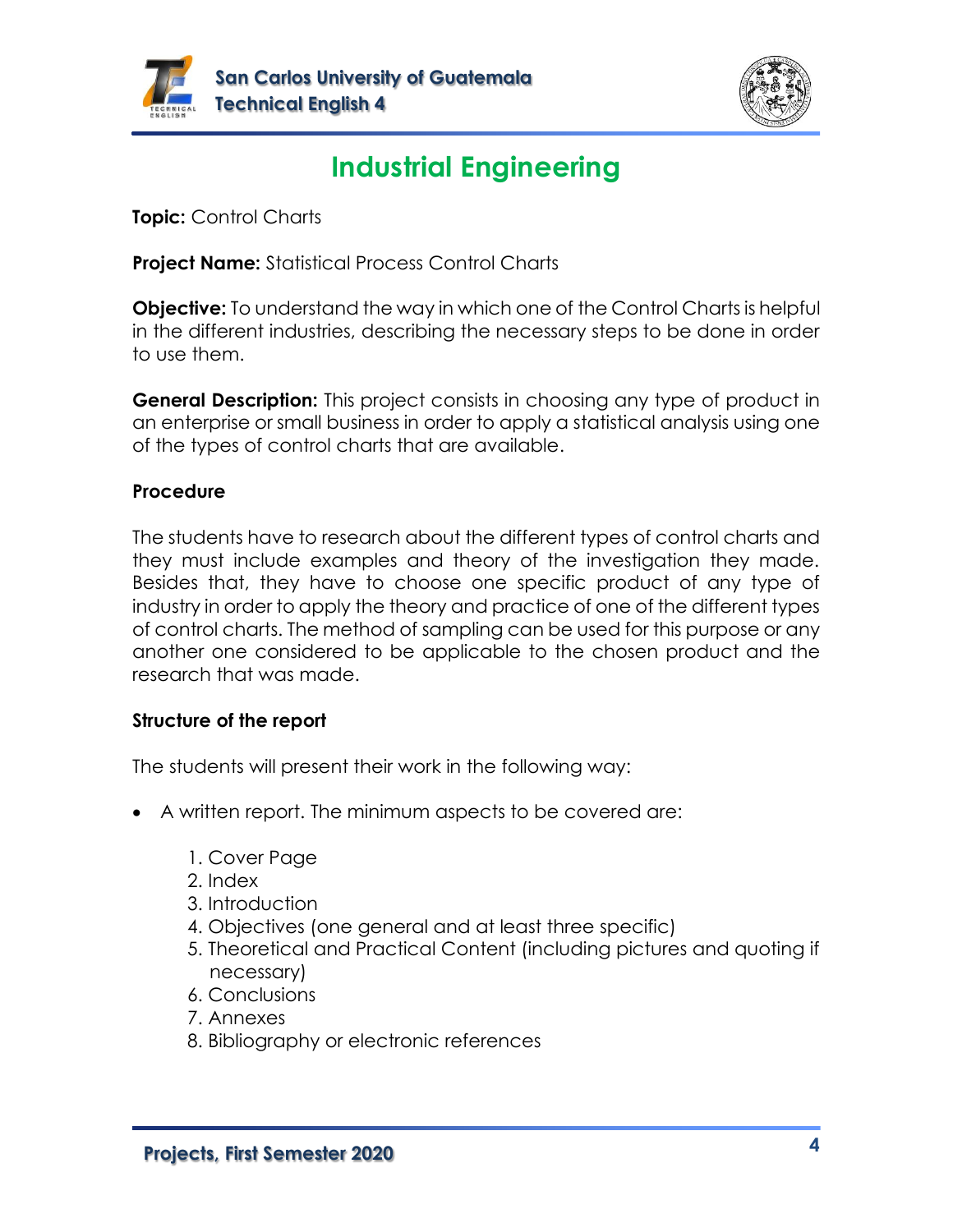# Industrial Engineering

**Topic:** Control Charts

**Project Name:** Statistical Process Control Charts

**Objective:** To understand the way in which one of the Control Charts is helpful in the different industries, describing the necessary steps to be done in order to use them.

**General Description:** This project consists in choosing any type of product in an enterprise or small business in order to apply a statistical analysis using one of the types of control charts that are available.

**Procedure**

The students have to research about the different types of control charts and they must include examples and theory of the investigation they made. Besides that, they have to choose one specific product of any type of industry in order to apply the theory and practice of one of the different types of control charts. The method of sampling can be used for this purpose or any another one considered to be applicable to the chosen product and the research that was made.

**Structure of the report**

The students will present their work in the following way:

- A written report. The minimum aspects to be covered are:
  1. Cover Page
  2. Index
  3. Introduction
  4. Objectives (one general and at least three specific)
  5. Theoretical and Practical Content (including pictures and quoting if necessary)
  6. Conclusions
  7. Annexes
  8. Bibliography or electronic references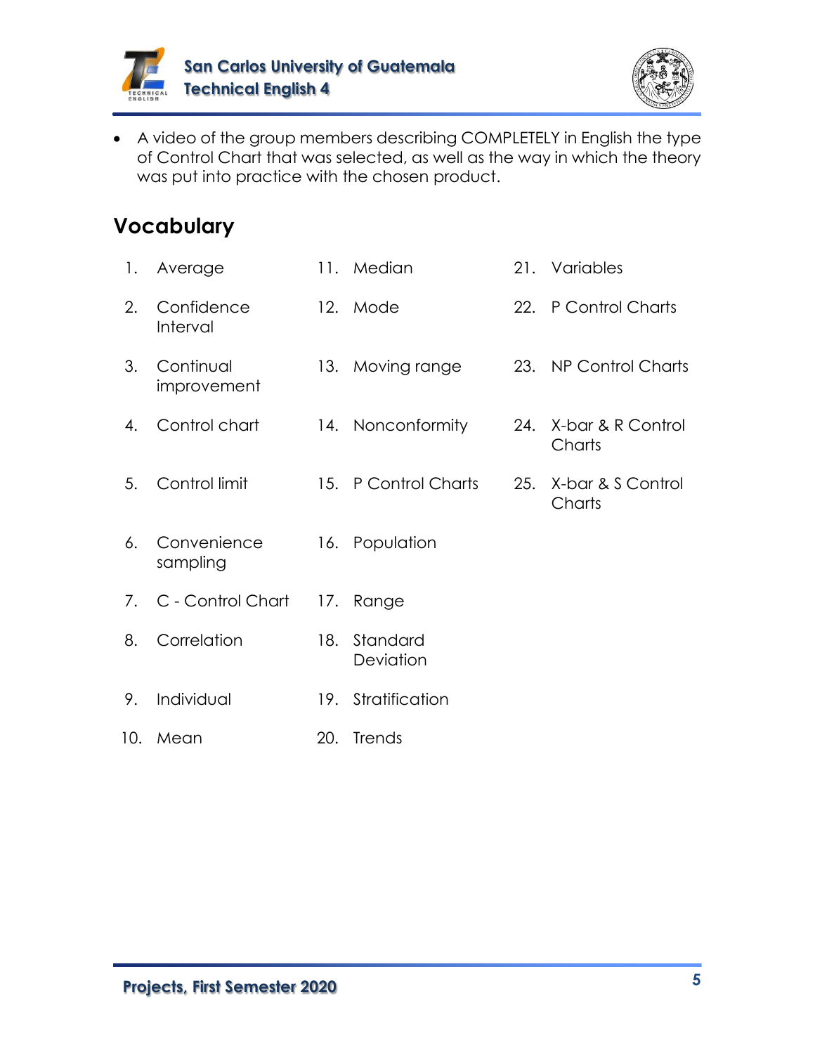- A video of the group members describing COMPLETELY in English the type of Control Chart that was selected, as well as the way in which the theory was put into practice with the chosen product.

## Vocabulary

1. Average
2. Confidence Interval
3. Continual improvement
4. Control chart
5. Control limit
6. Convenience sampling
7. C - Control Chart
8. Correlation
9. Individual
10. Mean
11. Median
12. Mode
13. Moving range
14. Nonconformity
15. P Control Charts
16. Population
17. Range
18. Standard Deviation
19. Stratification
20. Trends
21. Variables
22. P Control Charts
23. NP Control Charts
24. X-bar & R Control Charts
25. X-bar & S Control Charts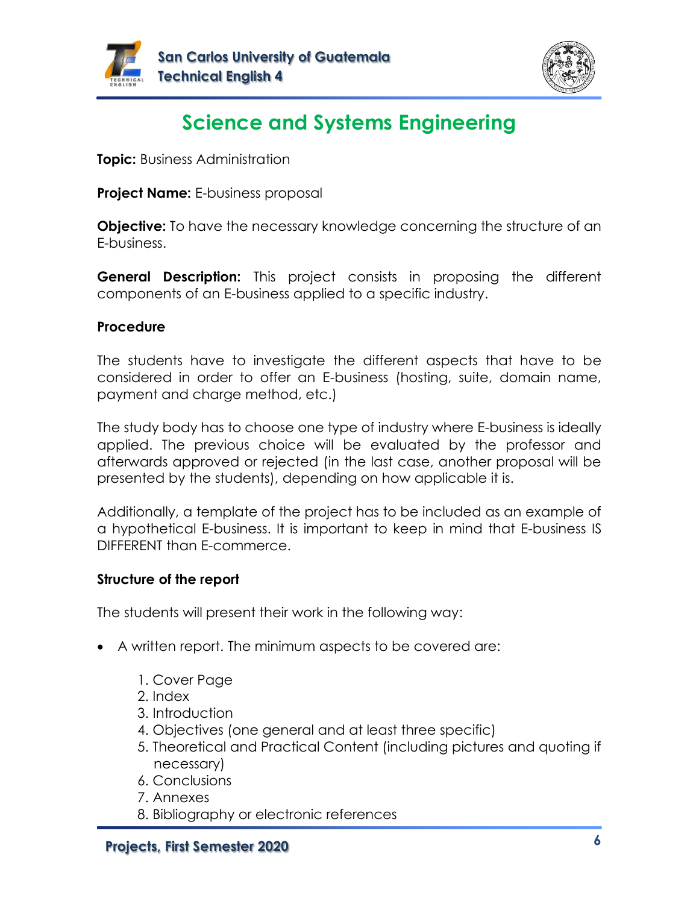# Science and Systems Engineering

**Topic:** Business Administration

**Project Name:** E-business proposal

**Objective:** To have the necessary knowledge concerning the structure of an E-business.

**General Description:** This project consists in proposing the different components of an E-business applied to a specific industry.

## Procedure

The students have to investigate the different aspects that have to be considered in order to offer an E-business (hosting, suite, domain name, payment and charge method, etc.)

The study body has to choose one type of industry where E-business is ideally applied. The previous choice will be evaluated by the professor and afterwards approved or rejected (in the last case, another proposal will be presented by the students), depending on how applicable it is.

Additionally, a template of the project has to be included as an example of a hypothetical E-business. It is important to keep in mind that E-business IS DIFFERENT than E-commerce.

## Structure of the report

The students will present their work in the following way:

- A written report. The minimum aspects to be covered are:
    1. Cover Page
    2. Index
    3. Introduction
    4. Objectives (one general and at least three specific)
    5. Theoretical and Practical Content (including pictures and quoting if necessary)
    6. Conclusions
    7. Annexes
    8. Bibliography or electronic references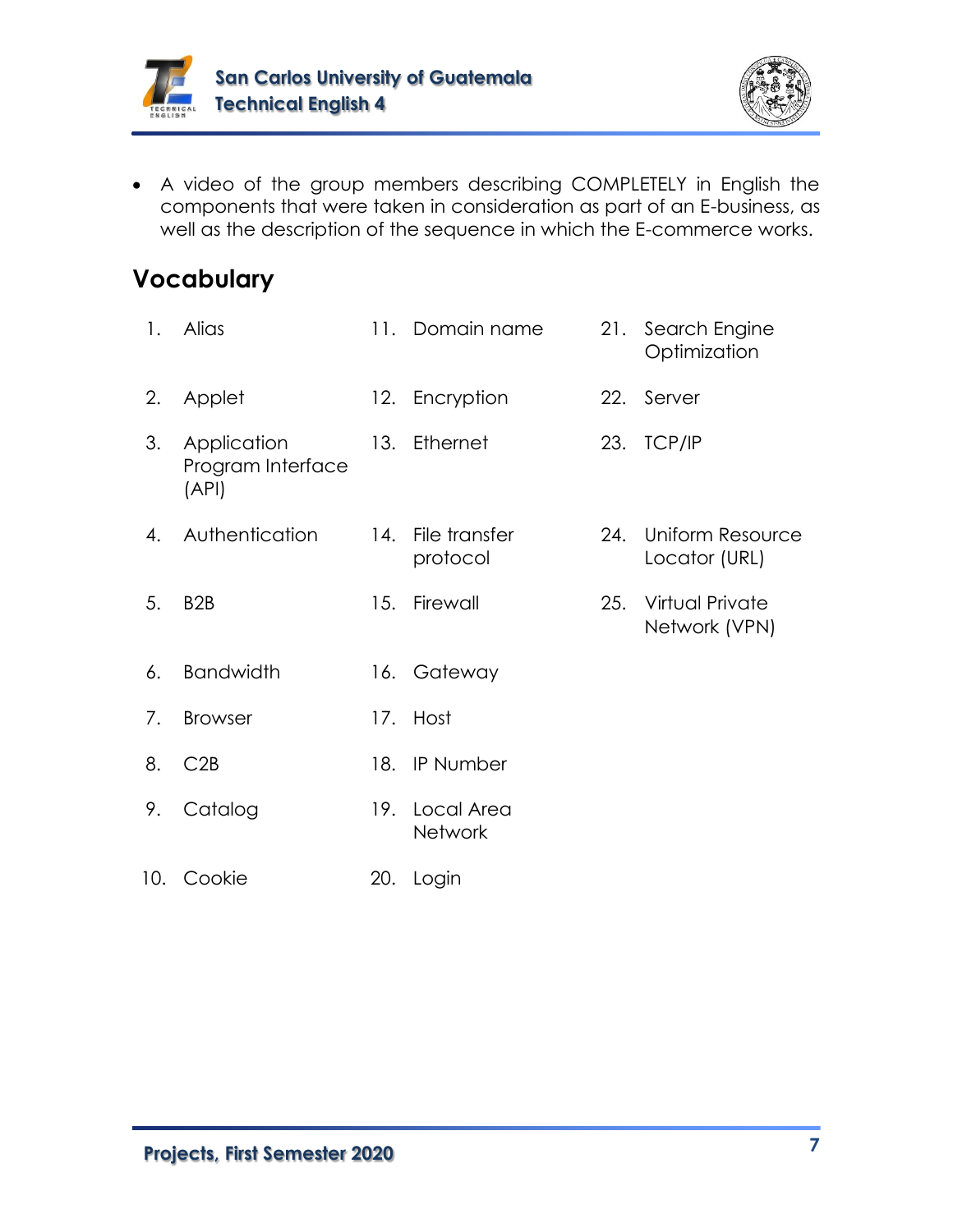- A video of the group members describing COMPLETELY in English the components that were taken in consideration as part of an E-business, as well as the description of the sequence in which the E-commerce works.

## Vocabulary

1. Alias
2. Applet
3. Application Program Interface (API)
4. Authentication
5. B2B
6. Bandwidth
7. Browser
8. C2B
9. Catalog
10. Cookie
11. Domain name
12. Encryption
13. Ethernet
14. File transfer protocol
15. Firewall
16. Gateway
17. Host
18. IP Number
19. Local Area Network
20. Login
21. Search Engine Optimization
22. Server
23. TCP/IP
24. Uniform Resource Locator (URL)
25. Virtual Private Network (VPN)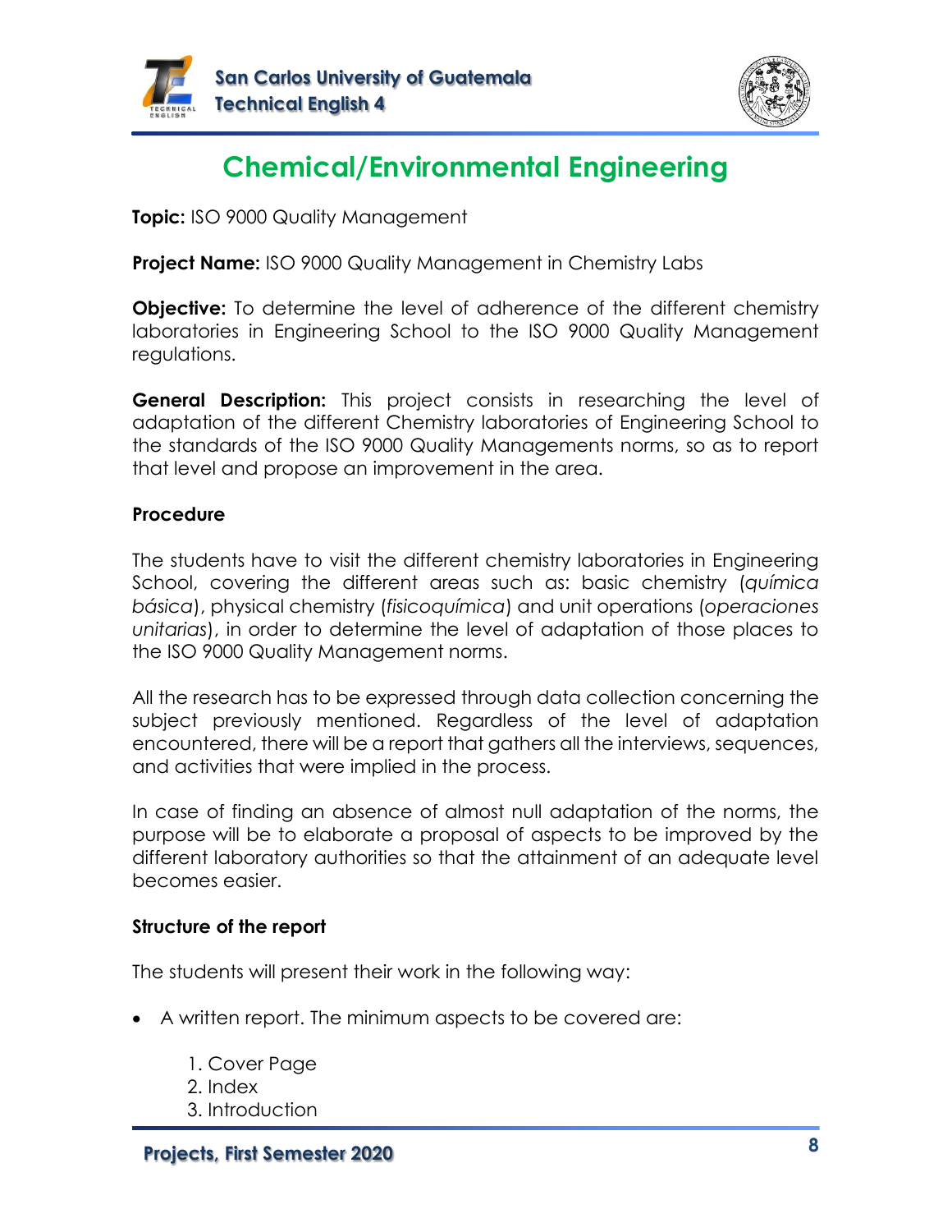# Chemical/Environmental Engineering

**Topic:** ISO 9000 Quality Management

**Project Name:** ISO 9000 Quality Management in Chemistry Labs

**Objective:** To determine the level of adherence of the different chemistry laboratories in Engineering School to the ISO 9000 Quality Management regulations.

**General Description:** This project consists in researching the level of adaptation of the different Chemistry laboratories of Engineering School to the standards of the ISO 9000 Quality Managements norms, so as to report that level and propose an improvement in the area.

**Procedure**

The students have to visit the different chemistry laboratories in Engineering School, covering the different areas such as: basic chemistry (*química básica*), physical chemistry (*fisicoquímica*) and unit operations (*operaciones unitarias*), in order to determine the level of adaptation of those places to the ISO 9000 Quality Management norms.

All the research has to be expressed through data collection concerning the subject previously mentioned. Regardless of the level of adaptation encountered, there will be a report that gathers all the interviews, sequences, and activities that were implied in the process.

In case of finding an absence of almost null adaptation of the norms, the purpose will be to elaborate a proposal of aspects to be improved by the different laboratory authorities so that the attainment of an adequate level becomes easier.

**Structure of the report**

The students will present their work in the following way:

- A written report. The minimum aspects to be covered are:
    1. Cover Page
    2. Index
    3. Introduction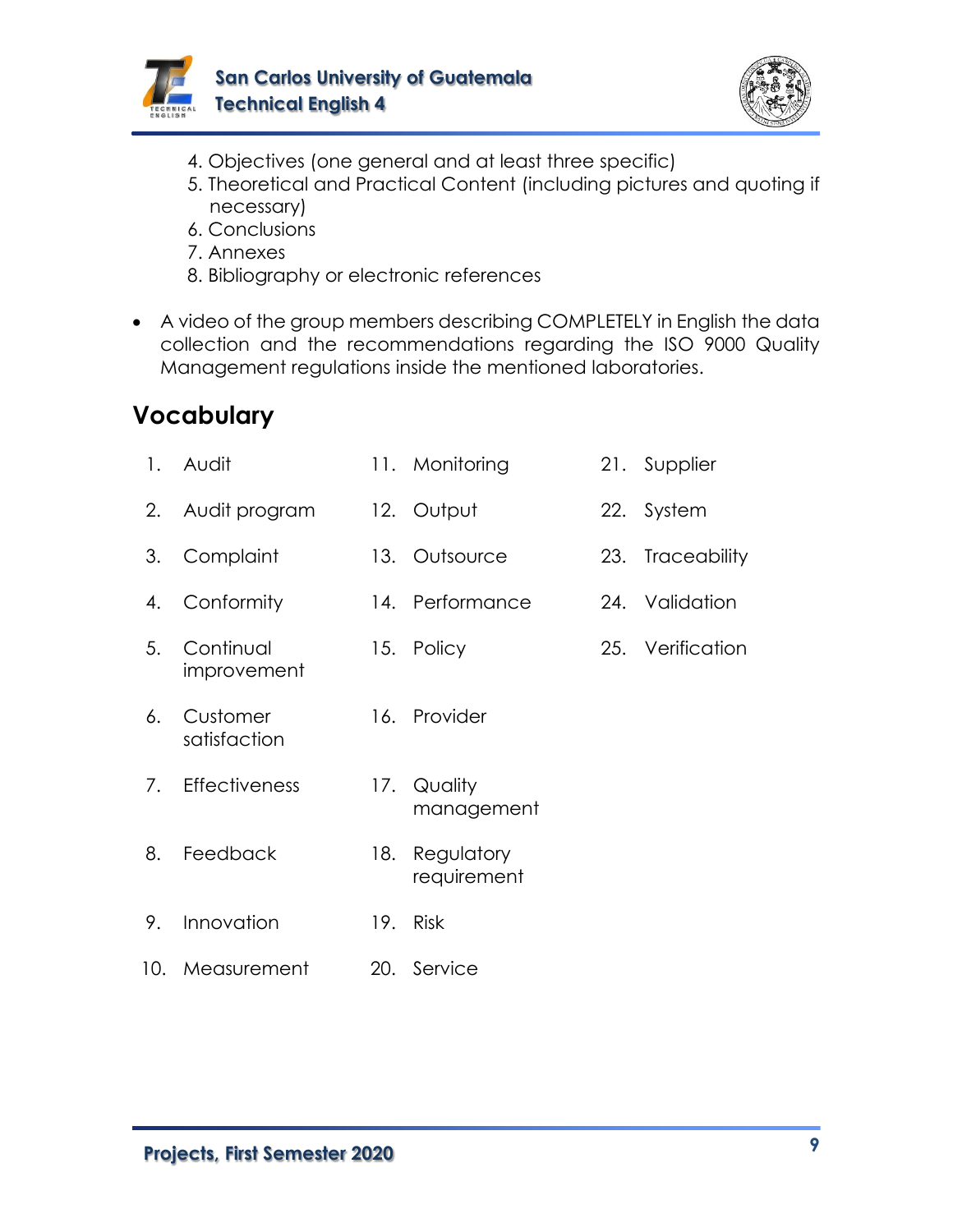4. Objectives (one general and at least three specific)
5. Theoretical and Practical Content (including pictures and quoting if necessary)
6. Conclusions
7. Annexes
8. Bibliography or electronic references

- A video of the group members describing COMPLETELY in English the data collection and the recommendations regarding the ISO 9000 Quality Management regulations inside the mentioned laboratories.

## Vocabulary

1. Audit
2. Audit program
3. Complaint
4. Conformity
5. Continual improvement
6. Customer satisfaction
7. Effectiveness
8. Feedback
9. Innovation
10. Measurement
11. Monitoring
12. Output
13. Outsource
14. Performance
15. Policy
16. Provider
17. Quality management
18. Regulatory requirement
19. Risk
20. Service
21. Supplier
22. System
23. Traceability
24. Validation
25. Verification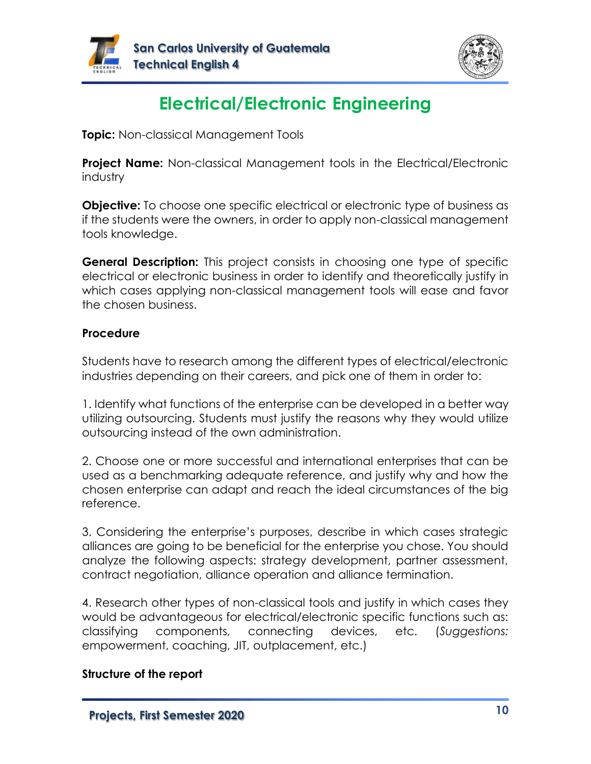# Electrical/Electronic Engineering

**Topic:** Non-classical Management Tools

**Project Name:** Non-classical Management tools in the Electrical/Electronic industry

**Objective:** To choose one specific electrical or electronic type of business as if the students were the owners, in order to apply non-classical management tools knowledge.

**General Description:** This project consists in choosing one type of specific electrical or electronic business in order to identify and theoretically justify in which cases applying non-classical management tools will ease and favor the chosen business.

**Procedure**

Students have to research among the different types of electrical/electronic industries depending on their careers, and pick one of them in order to:

1. Identify what functions of the enterprise can be developed in a better way utilizing outsourcing. Students must justify the reasons why they would utilize outsourcing instead of the own administration.

2. Choose one or more successful and international enterprises that can be used as a benchmarking adequate reference, and justify why and how the chosen enterprise can adapt and reach the ideal circumstances of the big reference.

3. Considering the enterprise's purposes, describe in which cases strategic alliances are going to be beneficial for the enterprise you chose. You should analyze the following aspects: strategy development, partner assessment, contract negotiation, alliance operation and alliance termination.

4. Research other types of non-classical tools and justify in which cases they would be advantageous for electrical/electronic specific functions such as: classifying components, connecting devices, etc. (*Suggestions:* empowerment, coaching, JIT, outplacement, etc.)

**Structure of the report**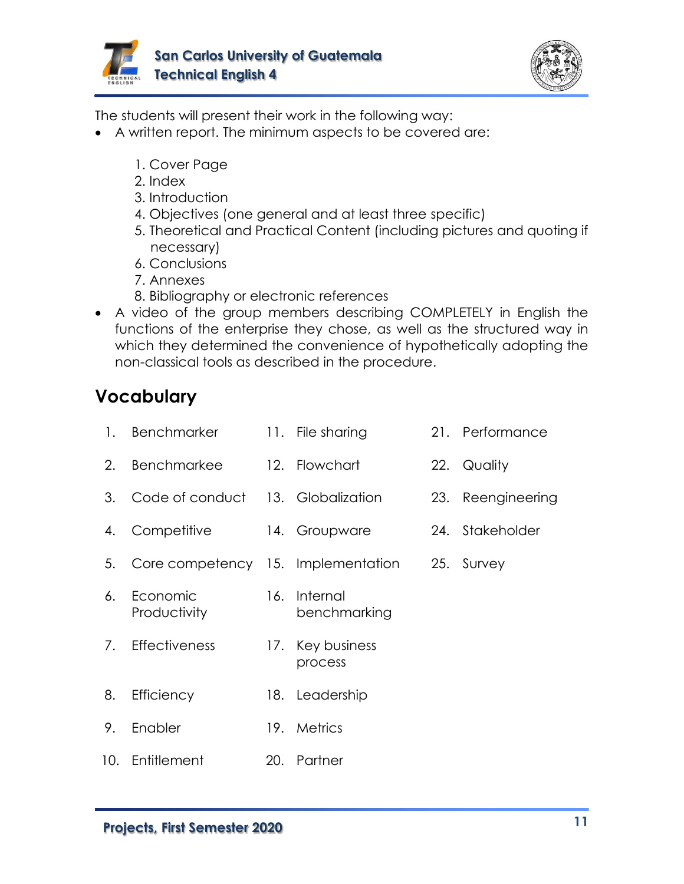The students will present their work in the following way:

- A written report. The minimum aspects to be covered are:

    1. Cover Page
    2. Index
    3. Introduction
    4. Objectives (one general and at least three specific)
    5. Theoretical and Practical Content (including pictures and quoting if necessary)
    6. Conclusions
    7. Annexes
    8. Bibliography or electronic references

- A video of the group members describing COMPLETELY in English the functions of the enterprise they chose, as well as the structured way in which they determined the convenience of hypothetically adopting the non-classical tools as described in the procedure.

## Vocabulary

1. Benchmarker
2. Benchmarkee
3. Code of conduct
4. Competitive
5. Core competency
6. Economic Productivity
7. Effectiveness
8. Efficiency
9. Enabler
10. Entitlement
11. File sharing
12. Flowchart
13. Globalization
14. Groupware
15. Implementation
16. Internal benchmarking
17. Key business process
18. Leadership
19. Metrics
20. Partner
21. Performance
22. Quality
23. Reengineering
24. Stakeholder
25. Survey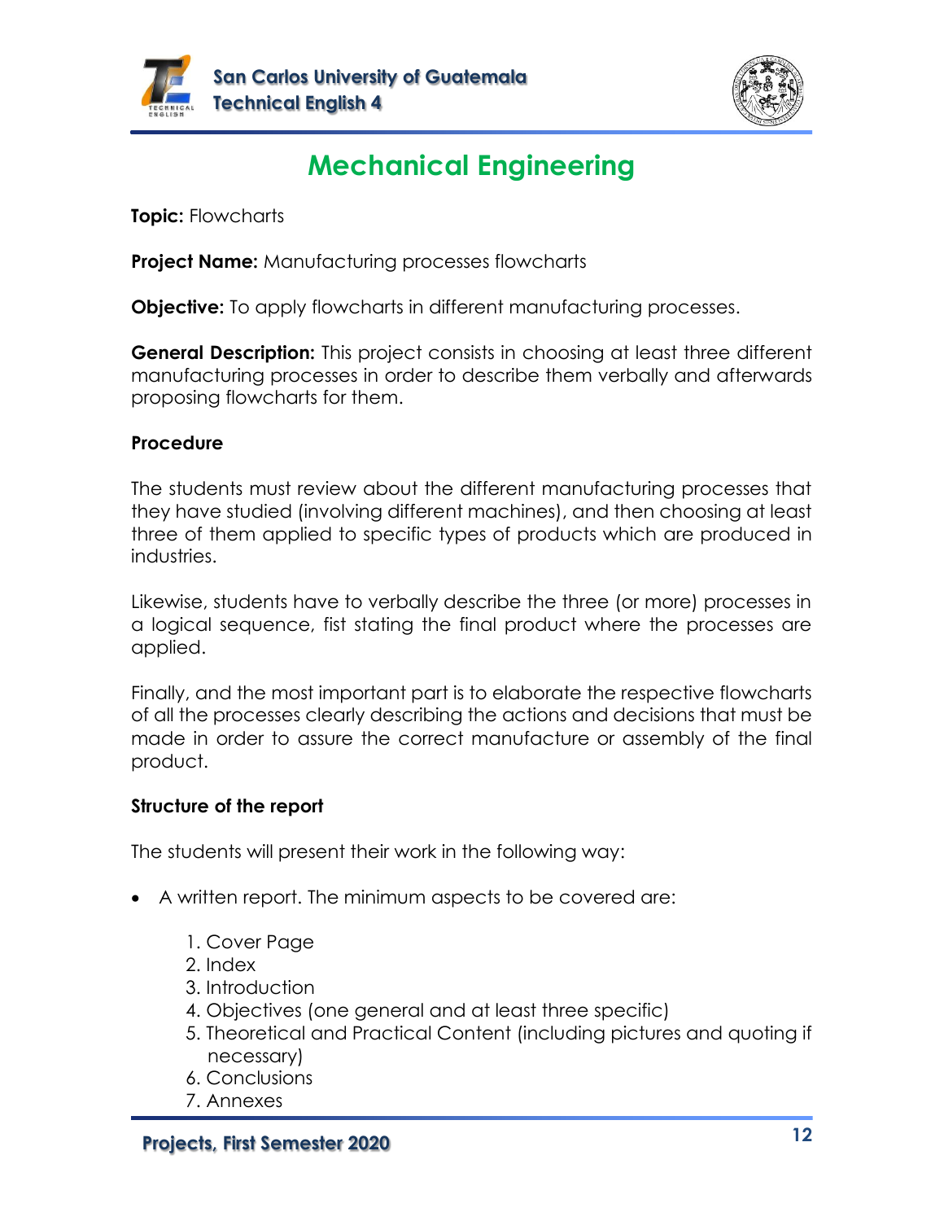# Mechanical Engineering

**Topic:** Flowcharts

**Project Name:** Manufacturing processes flowcharts

**Objective:** To apply flowcharts in different manufacturing processes.

**General Description:** This project consists in choosing at least three different manufacturing processes in order to describe them verbally and afterwards proposing flowcharts for them.

**Procedure**

The students must review about the different manufacturing processes that they have studied (involving different machines), and then choosing at least three of them applied to specific types of products which are produced in industries.

Likewise, students have to verbally describe the three (or more) processes in a logical sequence, fist stating the final product where the processes are applied.

Finally, and the most important part is to elaborate the respective flowcharts of all the processes clearly describing the actions and decisions that must be made in order to assure the correct manufacture or assembly of the final product.

**Structure of the report**

The students will present their work in the following way:

- A written report. The minimum aspects to be covered are:
    1. Cover Page
    2. Index
    3. Introduction
    4. Objectives (one general and at least three specific)
    5. Theoretical and Practical Content (including pictures and quoting if necessary)
    6. Conclusions
    7. Annexes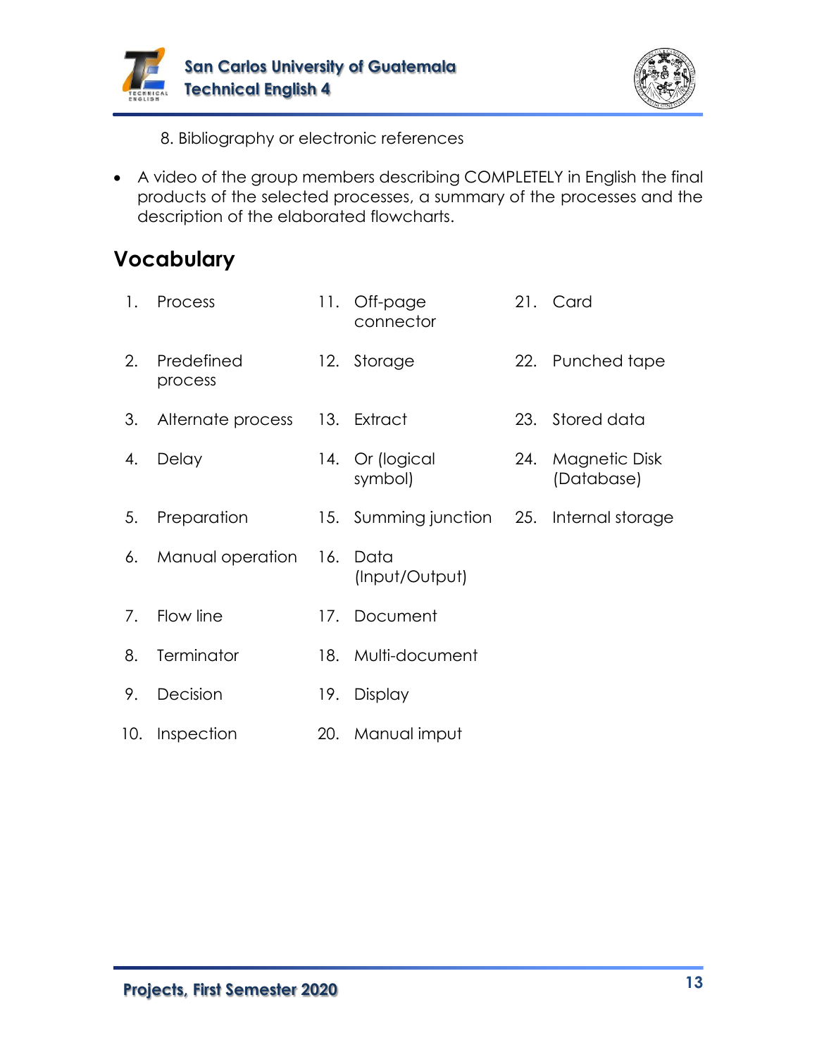8. Bibliography or electronic references

- A video of the group members describing COMPLETELY in English the final products of the selected processes, a summary of the processes and the description of the elaborated flowcharts.

## Vocabulary

1. Process
2. Predefined process
3. Alternate process
4. Delay
5. Preparation
6. Manual operation
7. Flow line
8. Terminator
9. Decision
10. Inspection
11. Off-page connector
12. Storage
13. Extract
14. Or (logical symbol)
15. Summing junction
16. Data (Input/Output)
17. Document
18. Multi-document
19. Display
20. Manual imput
21. Card
22. Punched tape
23. Stored data
24. Magnetic Disk (Database)
25. Internal storage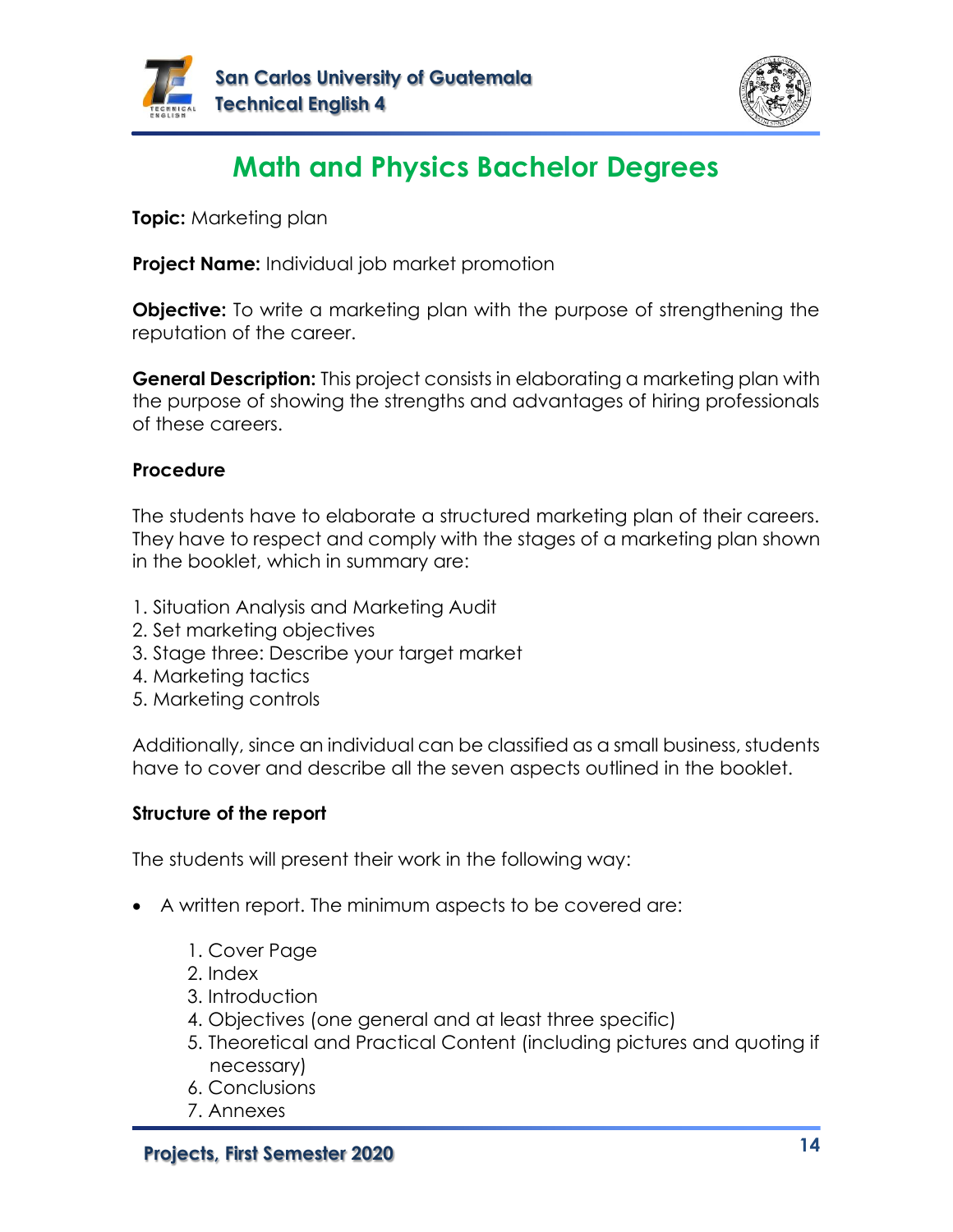# Math and Physics Bachelor Degrees

**Topic:** Marketing plan

**Project Name:** Individual job market promotion

**Objective:** To write a marketing plan with the purpose of strengthening the reputation of the career.

**General Description:** This project consists in elaborating a marketing plan with the purpose of showing the strengths and advantages of hiring professionals of these careers.

**Procedure**

The students have to elaborate a structured marketing plan of their careers. They have to respect and comply with the stages of a marketing plan shown in the booklet, which in summary are:

1. Situation Analysis and Marketing Audit
2. Set marketing objectives
3. Stage three: Describe your target market
4. Marketing tactics
5. Marketing controls

Additionally, since an individual can be classified as a small business, students have to cover and describe all the seven aspects outlined in the booklet.

**Structure of the report**

The students will present their work in the following way:

- A written report. The minimum aspects to be covered are:
    1. Cover Page
    2. Index
    3. Introduction
    4. Objectives (one general and at least three specific)
    5. Theoretical and Practical Content (including pictures and quoting if necessary)
    6. Conclusions
    7. Annexes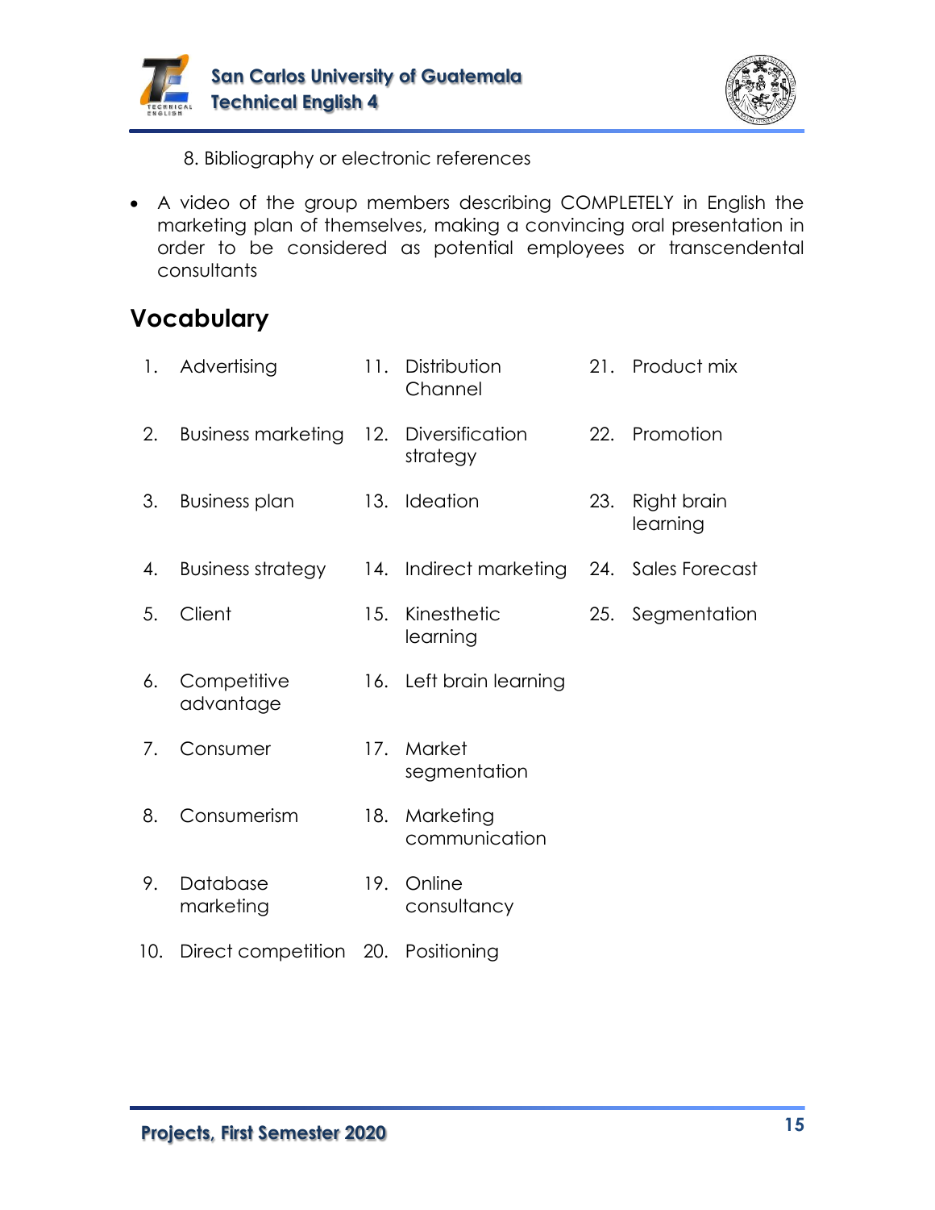8. Bibliography or electronic references

- A video of the group members describing COMPLETELY in English the marketing plan of themselves, making a convincing oral presentation in order to be considered as potential employees or transcendental consultants

## Vocabulary

1. Advertising
2. Business marketing
3. Business plan
4. Business strategy
5. Client
6. Competitive advantage
7. Consumer
8. Consumerism
9. Database marketing
10. Direct competition
11. Distribution Channel
12. Diversification strategy
13. Ideation
14. Indirect marketing
15. Kinesthetic learning
16. Left brain learning
17. Market segmentation
18. Marketing communication
19. Online consultancy
20. Positioning
21. Product mix
22. Promotion
23. Right brain learning
24. Sales Forecast
25. Segmentation